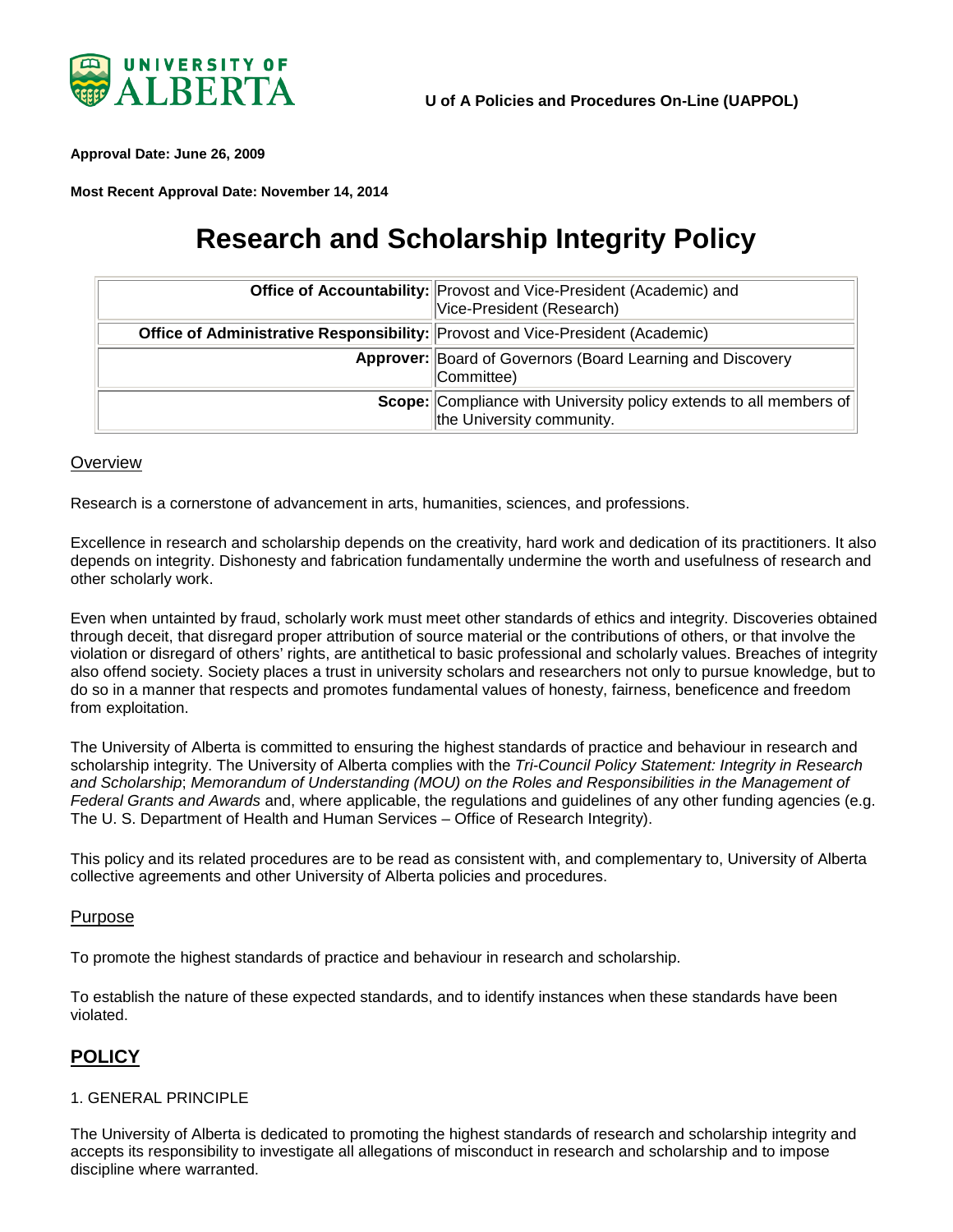**U of A Policies and Procedures On-Line (UAPPOL)**

**Approval Date: June 26, 2009**

**Most Recent Approval Date: November 14, 2014**

# Research and Scholarship Integrity Policy

| | |
|---|---|
| **Office of Accountability:** | Provost and Vice-President (Academic) and Vice-President (Research) |
| **Office of Administrative Responsibility:** | Provost and Vice-President (Academic) |
| **Approver:** | Board of Governors (Board Learning and Discovery Committee) |
| **Scope:** | Compliance with University policy extends to all members of the University community. |

## Overview

Research is a cornerstone of advancement in arts, humanities, sciences, and professions.

Excellence in research and scholarship depends on the creativity, hard work and dedication of its practitioners. It also depends on integrity. Dishonesty and fabrication fundamentally undermine the worth and usefulness of research and other scholarly work.

Even when untainted by fraud, scholarly work must meet other standards of ethics and integrity. Discoveries obtained through deceit, that disregard proper attribution of source material or the contributions of others, or that involve the violation or disregard of others' rights, are antithetical to basic professional and scholarly values. Breaches of integrity also offend society. Society places a trust in university scholars and researchers not only to pursue knowledge, but to do so in a manner that respects and promotes fundamental values of honesty, fairness, beneficence and freedom from exploitation.

The University of Alberta is committed to ensuring the highest standards of practice and behaviour in research and scholarship integrity. The University of Alberta complies with the *Tri-Council Policy Statement: Integrity in Research and Scholarship*; *Memorandum of Understanding (MOU) on the Roles and Responsibilities in the Management of Federal Grants and Awards* and, where applicable, the regulations and guidelines of any other funding agencies (e.g. The U. S. Department of Health and Human Services – Office of Research Integrity).

This policy and its related procedures are to be read as consistent with, and complementary to, University of Alberta collective agreements and other University of Alberta policies and procedures.

## Purpose

To promote the highest standards of practice and behaviour in research and scholarship.

To establish the nature of these expected standards, and to identify instances when these standards have been violated.

## POLICY

1. GENERAL PRINCIPLE

The University of Alberta is dedicated to promoting the highest standards of research and scholarship integrity and accepts its responsibility to investigate all allegations of misconduct in research and scholarship and to impose discipline where warranted.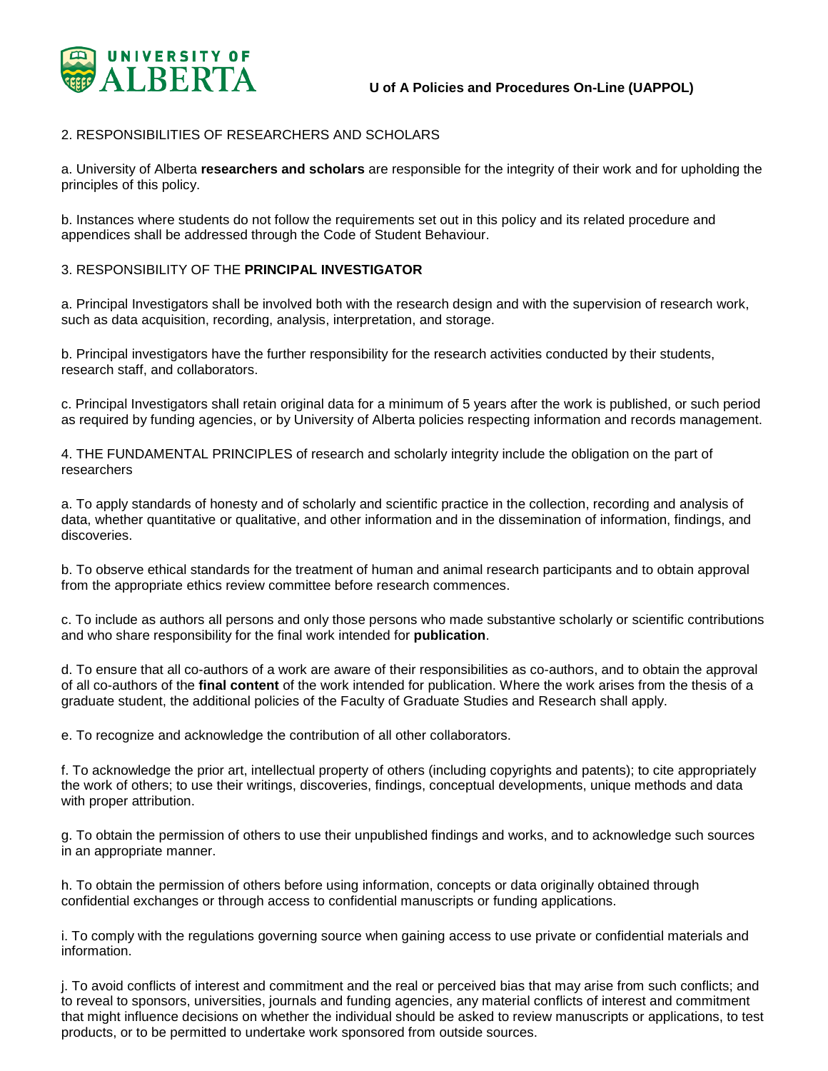2. RESPONSIBILITIES OF RESEARCHERS AND SCHOLARS

a. University of Alberta **researchers and scholars** are responsible for the integrity of their work and for upholding the principles of this policy.

b. Instances where students do not follow the requirements set out in this policy and its related procedure and appendices shall be addressed through the Code of Student Behaviour.

3. RESPONSIBILITY OF THE **PRINCIPAL INVESTIGATOR**

a. Principal Investigators shall be involved both with the research design and with the supervision of research work, such as data acquisition, recording, analysis, interpretation, and storage.

b. Principal investigators have the further responsibility for the research activities conducted by their students, research staff, and collaborators.

c. Principal Investigators shall retain original data for a minimum of 5 years after the work is published, or such period as required by funding agencies, or by University of Alberta policies respecting information and records management.

4. THE FUNDAMENTAL PRINCIPLES of research and scholarly integrity include the obligation on the part of researchers

a. To apply standards of honesty and of scholarly and scientific practice in the collection, recording and analysis of data, whether quantitative or qualitative, and other information and in the dissemination of information, findings, and discoveries.

b. To observe ethical standards for the treatment of human and animal research participants and to obtain approval from the appropriate ethics review committee before research commences.

c. To include as authors all persons and only those persons who made substantive scholarly or scientific contributions and who share responsibility for the final work intended for **publication**.

d. To ensure that all co-authors of a work are aware of their responsibilities as co-authors, and to obtain the approval of all co-authors of the **final content** of the work intended for publication. Where the work arises from the thesis of a graduate student, the additional policies of the Faculty of Graduate Studies and Research shall apply.

e. To recognize and acknowledge the contribution of all other collaborators.

f. To acknowledge the prior art, intellectual property of others (including copyrights and patents); to cite appropriately the work of others; to use their writings, discoveries, findings, conceptual developments, unique methods and data with proper attribution.

g. To obtain the permission of others to use their unpublished findings and works, and to acknowledge such sources in an appropriate manner.

h. To obtain the permission of others before using information, concepts or data originally obtained through confidential exchanges or through access to confidential manuscripts or funding applications.

i. To comply with the regulations governing source when gaining access to use private or confidential materials and information.

j. To avoid conflicts of interest and commitment and the real or perceived bias that may arise from such conflicts; and to reveal to sponsors, universities, journals and funding agencies, any material conflicts of interest and commitment that might influence decisions on whether the individual should be asked to review manuscripts or applications, to test products, or to be permitted to undertake work sponsored from outside sources.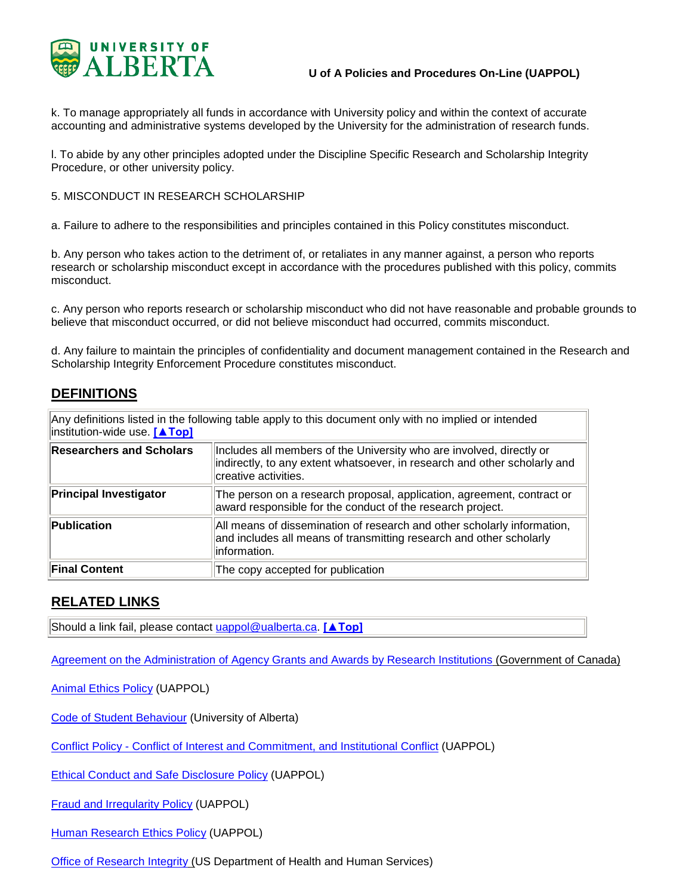k. To manage appropriately all funds in accordance with University policy and within the context of accurate accounting and administrative systems developed by the University for the administration of research funds.

l. To abide by any other principles adopted under the Discipline Specific Research and Scholarship Integrity Procedure, or other university policy.

5. MISCONDUCT IN RESEARCH SCHOLARSHIP

a. Failure to adhere to the responsibilities and principles contained in this Policy constitutes misconduct.

b. Any person who takes action to the detriment of, or retaliates in any manner against, a person who reports research or scholarship misconduct except in accordance with the procedures published with this policy, commits misconduct.

c. Any person who reports research or scholarship misconduct who did not have reasonable and probable grounds to believe that misconduct occurred, or did not believe misconduct had occurred, commits misconduct.

d. Any failure to maintain the principles of confidentiality and document management contained in the Research and Scholarship Integrity Enforcement Procedure constitutes misconduct.

## DEFINITIONS

| Any definitions listed in the following table apply to this document only with no implied or intended institution-wide use. [▲Top] | |
|---|---|
| **Researchers and Scholars** | Includes all members of the University who are involved, directly or indirectly, to any extent whatsoever, in research and other scholarly and creative activities. |
| **Principal Investigator** | The person on a research proposal, application, agreement, contract or award responsible for the conduct of the research project. |
| **Publication** | All means of dissemination of research and other scholarly information, and includes all means of transmitting research and other scholarly information. |
| **Final Content** | The copy accepted for publication |

## RELATED LINKS

Should a link fail, please contact uappol@ualberta.ca. [▲Top]

Agreement on the Administration of Agency Grants and Awards by Research Institutions (Government of Canada)

Animal Ethics Policy (UAPPOL)

Code of Student Behaviour (University of Alberta)

Conflict Policy - Conflict of Interest and Commitment, and Institutional Conflict (UAPPOL)

Ethical Conduct and Safe Disclosure Policy (UAPPOL)

Fraud and Irregularity Policy (UAPPOL)

Human Research Ethics Policy (UAPPOL)

Office of Research Integrity (US Department of Health and Human Services)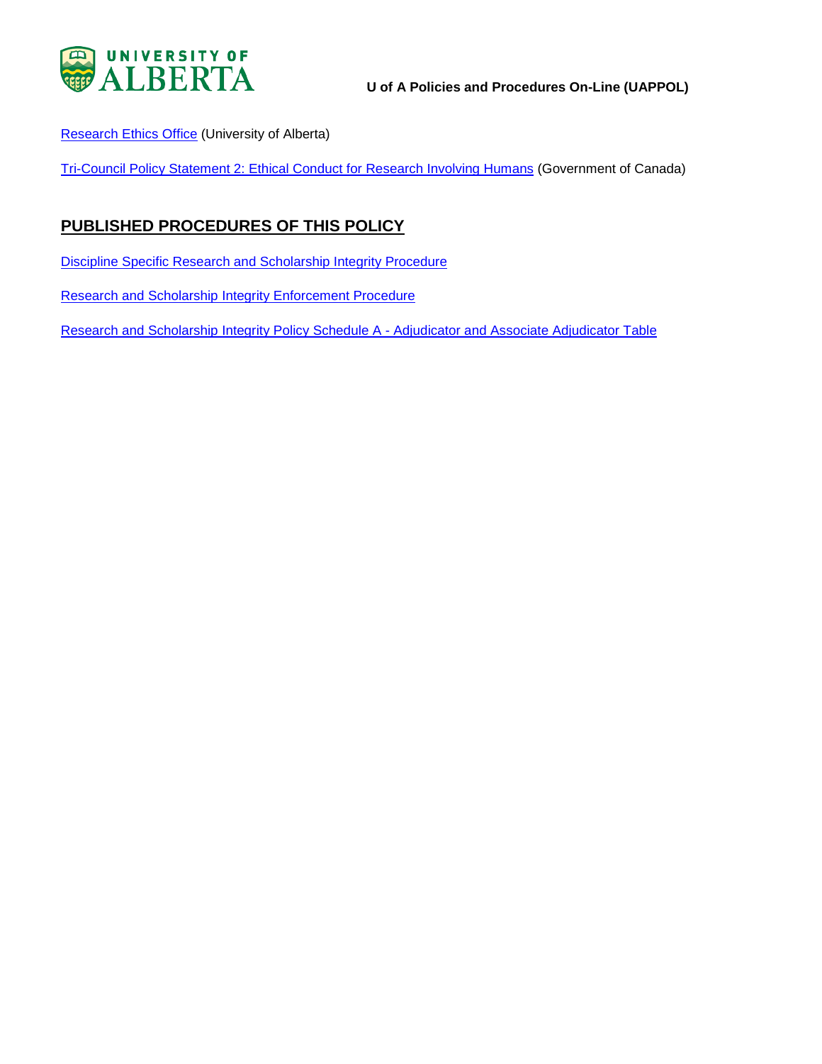Research Ethics Office (University of Alberta)

Tri-Council Policy Statement 2: Ethical Conduct for Research Involving Humans (Government of Canada)

## PUBLISHED PROCEDURES OF THIS POLICY

Discipline Specific Research and Scholarship Integrity Procedure

Research and Scholarship Integrity Enforcement Procedure

Research and Scholarship Integrity Policy Schedule A - Adjudicator and Associate Adjudicator Table